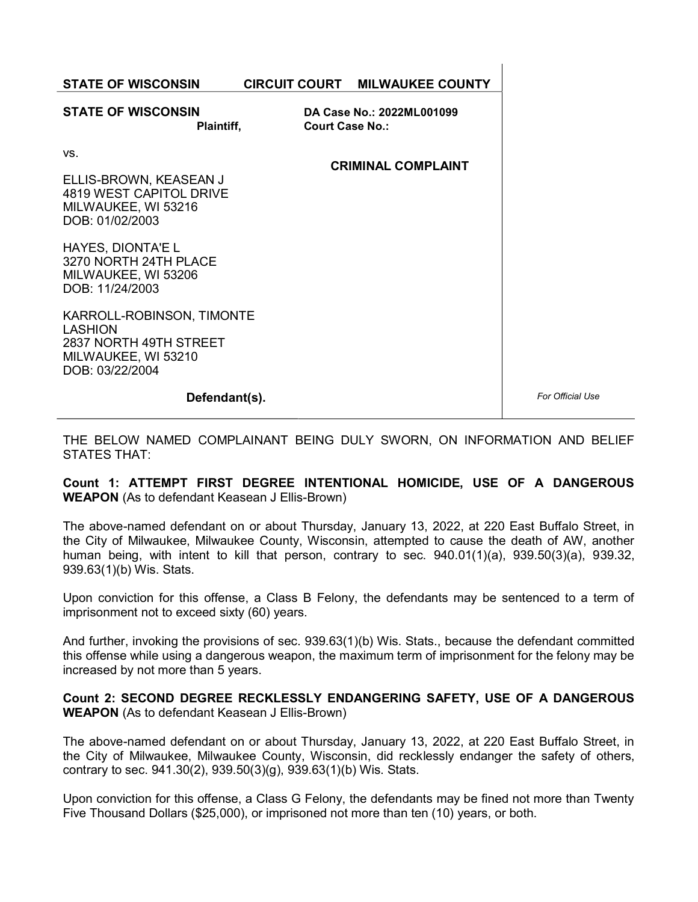**STATE OF WISCONSIN** **CIRCUIT COURT** **MILWAUKEE COUNTY**

| | | |
|---|---|---|
| **STATE OF WISCONSIN**<br>**Plaintiff,** | **DA Case No.: 2022ML001099**<br>**Court Case No.:** | |
| vs.<br><br>ELLIS-BROWN, KEASEAN J<br>4819 WEST CAPITOL DRIVE<br>MILWAUKEE, WI 53216<br>DOB: 01/02/2003<br><br>HAYES, DIONTA'E L<br>3270 NORTH 24TH PLACE<br>MILWAUKEE, WI 53206<br>DOB: 11/24/2003<br><br>KARROLL-ROBINSON, TIMONTE LASHION<br>2837 NORTH 49TH STREET<br>MILWAUKEE, WI 53210<br>DOB: 03/22/2004<br><br>**Defendant(s).** | **CRIMINAL COMPLAINT** | *For Official Use* |

THE BELOW NAMED COMPLAINANT BEING DULY SWORN, ON INFORMATION AND BELIEF STATES THAT:

**Count 1: ATTEMPT FIRST DEGREE INTENTIONAL HOMICIDE, USE OF A DANGEROUS WEAPON** (As to defendant Keasean J Ellis-Brown)

The above-named defendant on or about Thursday, January 13, 2022, at 220 East Buffalo Street, in the City of Milwaukee, Milwaukee County, Wisconsin, attempted to cause the death of AW, another human being, with intent to kill that person, contrary to sec. 940.01(1)(a), 939.50(3)(a), 939.32, 939.63(1)(b) Wis. Stats.

Upon conviction for this offense, a Class B Felony, the defendants may be sentenced to a term of imprisonment not to exceed sixty (60) years.

And further, invoking the provisions of sec. 939.63(1)(b) Wis. Stats., because the defendant committed this offense while using a dangerous weapon, the maximum term of imprisonment for the felony may be increased by not more than 5 years.

**Count 2: SECOND DEGREE RECKLESSLY ENDANGERING SAFETY, USE OF A DANGEROUS WEAPON** (As to defendant Keasean J Ellis-Brown)

The above-named defendant on or about Thursday, January 13, 2022, at 220 East Buffalo Street, in the City of Milwaukee, Milwaukee County, Wisconsin, did recklessly endanger the safety of others, contrary to sec. 941.30(2), 939.50(3)(g), 939.63(1)(b) Wis. Stats.

Upon conviction for this offense, a Class G Felony, the defendants may be fined not more than Twenty Five Thousand Dollars ($25,000), or imprisoned not more than ten (10) years, or both.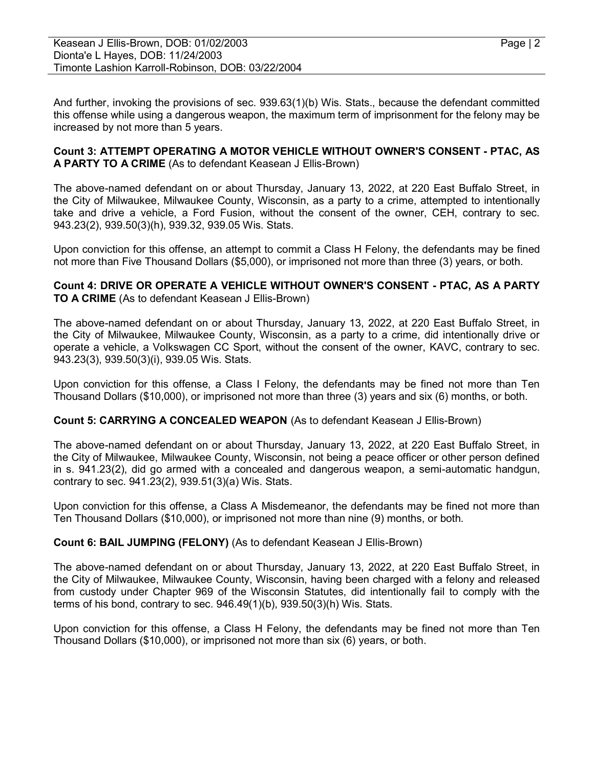And further, invoking the provisions of sec. 939.63(1)(b) Wis. Stats., because the defendant committed this offense while using a dangerous weapon, the maximum term of imprisonment for the felony may be increased by not more than 5 years.

**Count 3: ATTEMPT OPERATING A MOTOR VEHICLE WITHOUT OWNER'S CONSENT - PTAC, AS A PARTY TO A CRIME** (As to defendant Keasean J Ellis-Brown)

The above-named defendant on or about Thursday, January 13, 2022, at 220 East Buffalo Street, in the City of Milwaukee, Milwaukee County, Wisconsin, as a party to a crime, attempted to intentionally take and drive a vehicle, a Ford Fusion, without the consent of the owner, CEH, contrary to sec. 943.23(2), 939.50(3)(h), 939.32, 939.05 Wis. Stats.

Upon conviction for this offense, an attempt to commit a Class H Felony, the defendants may be fined not more than Five Thousand Dollars ($5,000), or imprisoned not more than three (3) years, or both.

**Count 4: DRIVE OR OPERATE A VEHICLE WITHOUT OWNER'S CONSENT - PTAC, AS A PARTY TO A CRIME** (As to defendant Keasean J Ellis-Brown)

The above-named defendant on or about Thursday, January 13, 2022, at 220 East Buffalo Street, in the City of Milwaukee, Milwaukee County, Wisconsin, as a party to a crime, did intentionally drive or operate a vehicle, a Volkswagen CC Sport, without the consent of the owner, KAVC, contrary to sec. 943.23(3), 939.50(3)(i), 939.05 Wis. Stats.

Upon conviction for this offense, a Class I Felony, the defendants may be fined not more than Ten Thousand Dollars ($10,000), or imprisoned not more than three (3) years and six (6) months, or both.

**Count 5: CARRYING A CONCEALED WEAPON** (As to defendant Keasean J Ellis-Brown)

The above-named defendant on or about Thursday, January 13, 2022, at 220 East Buffalo Street, in the City of Milwaukee, Milwaukee County, Wisconsin, not being a peace officer or other person defined in s. 941.23(2), did go armed with a concealed and dangerous weapon, a semi-automatic handgun, contrary to sec. 941.23(2), 939.51(3)(a) Wis. Stats.

Upon conviction for this offense, a Class A Misdemeanor, the defendants may be fined not more than Ten Thousand Dollars ($10,000), or imprisoned not more than nine (9) months, or both.

**Count 6: BAIL JUMPING (FELONY)** (As to defendant Keasean J Ellis-Brown)

The above-named defendant on or about Thursday, January 13, 2022, at 220 East Buffalo Street, in the City of Milwaukee, Milwaukee County, Wisconsin, having been charged with a felony and released from custody under Chapter 969 of the Wisconsin Statutes, did intentionally fail to comply with the terms of his bond, contrary to sec. 946.49(1)(b), 939.50(3)(h) Wis. Stats.

Upon conviction for this offense, a Class H Felony, the defendants may be fined not more than Ten Thousand Dollars ($10,000), or imprisoned not more than six (6) years, or both.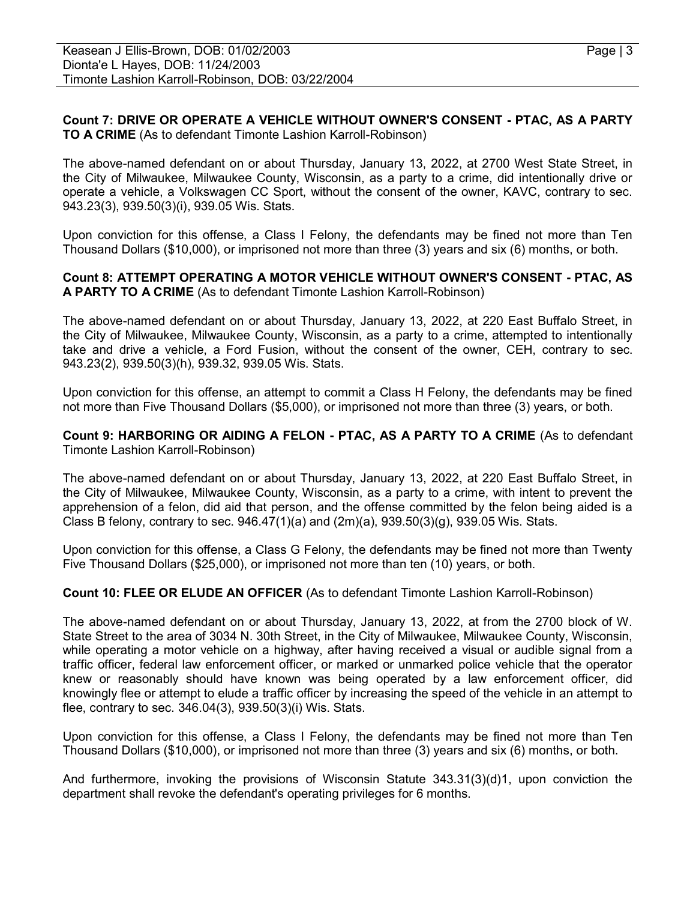**Count 7: DRIVE OR OPERATE A VEHICLE WITHOUT OWNER'S CONSENT - PTAC, AS A PARTY TO A CRIME** (As to defendant Timonte Lashion Karroll-Robinson)

The above-named defendant on or about Thursday, January 13, 2022, at 2700 West State Street, in the City of Milwaukee, Milwaukee County, Wisconsin, as a party to a crime, did intentionally drive or operate a vehicle, a Volkswagen CC Sport, without the consent of the owner, KAVC, contrary to sec. 943.23(3), 939.50(3)(i), 939.05 Wis. Stats.

Upon conviction for this offense, a Class I Felony, the defendants may be fined not more than Ten Thousand Dollars ($10,000), or imprisoned not more than three (3) years and six (6) months, or both.

**Count 8: ATTEMPT OPERATING A MOTOR VEHICLE WITHOUT OWNER'S CONSENT - PTAC, AS A PARTY TO A CRIME** (As to defendant Timonte Lashion Karroll-Robinson)

The above-named defendant on or about Thursday, January 13, 2022, at 220 East Buffalo Street, in the City of Milwaukee, Milwaukee County, Wisconsin, as a party to a crime, attempted to intentionally take and drive a vehicle, a Ford Fusion, without the consent of the owner, CEH, contrary to sec. 943.23(2), 939.50(3)(h), 939.32, 939.05 Wis. Stats.

Upon conviction for this offense, an attempt to commit a Class H Felony, the defendants may be fined not more than Five Thousand Dollars ($5,000), or imprisoned not more than three (3) years, or both.

**Count 9: HARBORING OR AIDING A FELON - PTAC, AS A PARTY TO A CRIME** (As to defendant Timonte Lashion Karroll-Robinson)

The above-named defendant on or about Thursday, January 13, 2022, at 220 East Buffalo Street, in the City of Milwaukee, Milwaukee County, Wisconsin, as a party to a crime, with intent to prevent the apprehension of a felon, did aid that person, and the offense committed by the felon being aided is a Class B felony, contrary to sec. 946.47(1)(a) and (2m)(a), 939.50(3)(g), 939.05 Wis. Stats.

Upon conviction for this offense, a Class G Felony, the defendants may be fined not more than Twenty Five Thousand Dollars ($25,000), or imprisoned not more than ten (10) years, or both.

**Count 10: FLEE OR ELUDE AN OFFICER** (As to defendant Timonte Lashion Karroll-Robinson)

The above-named defendant on or about Thursday, January 13, 2022, at from the 2700 block of W. State Street to the area of 3034 N. 30th Street, in the City of Milwaukee, Milwaukee County, Wisconsin, while operating a motor vehicle on a highway, after having received a visual or audible signal from a traffic officer, federal law enforcement officer, or marked or unmarked police vehicle that the operator knew or reasonably should have known was being operated by a law enforcement officer, did knowingly flee or attempt to elude a traffic officer by increasing the speed of the vehicle in an attempt to flee, contrary to sec. 346.04(3), 939.50(3)(i) Wis. Stats.

Upon conviction for this offense, a Class I Felony, the defendants may be fined not more than Ten Thousand Dollars ($10,000), or imprisoned not more than three (3) years and six (6) months, or both.

And furthermore, invoking the provisions of Wisconsin Statute 343.31(3)(d)1, upon conviction the department shall revoke the defendant's operating privileges for 6 months.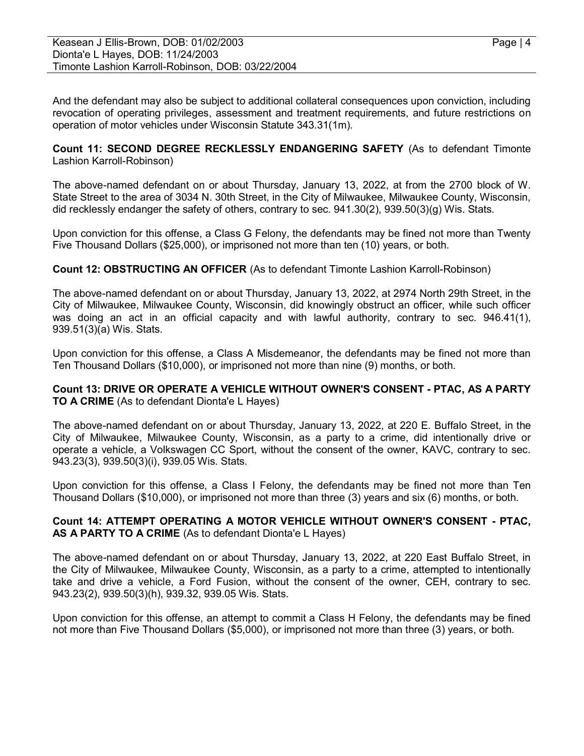And the defendant may also be subject to additional collateral consequences upon conviction, including revocation of operating privileges, assessment and treatment requirements, and future restrictions on operation of motor vehicles under Wisconsin Statute 343.31(1m).

**Count 11: SECOND DEGREE RECKLESSLY ENDANGERING SAFETY** (As to defendant Timonte Lashion Karroll-Robinson)

The above-named defendant on or about Thursday, January 13, 2022, at from the 2700 block of W. State Street to the area of 3034 N. 30th Street, in the City of Milwaukee, Milwaukee County, Wisconsin, did recklessly endanger the safety of others, contrary to sec. 941.30(2), 939.50(3)(g) Wis. Stats.

Upon conviction for this offense, a Class G Felony, the defendants may be fined not more than Twenty Five Thousand Dollars ($25,000), or imprisoned not more than ten (10) years, or both.

**Count 12: OBSTRUCTING AN OFFICER** (As to defendant Timonte Lashion Karroll-Robinson)

The above-named defendant on or about Thursday, January 13, 2022, at 2974 North 29th Street, in the City of Milwaukee, Milwaukee County, Wisconsin, did knowingly obstruct an officer, while such officer was doing an act in an official capacity and with lawful authority, contrary to sec. 946.41(1), 939.51(3)(a) Wis. Stats.

Upon conviction for this offense, a Class A Misdemeanor, the defendants may be fined not more than Ten Thousand Dollars ($10,000), or imprisoned not more than nine (9) months, or both.

**Count 13: DRIVE OR OPERATE A VEHICLE WITHOUT OWNER'S CONSENT - PTAC, AS A PARTY TO A CRIME** (As to defendant Dionta'e L Hayes)

The above-named defendant on or about Thursday, January 13, 2022, at 220 E. Buffalo Street, in the City of Milwaukee, Milwaukee County, Wisconsin, as a party to a crime, did intentionally drive or operate a vehicle, a Volkswagen CC Sport, without the consent of the owner, KAVC, contrary to sec. 943.23(3), 939.50(3)(i), 939.05 Wis. Stats.

Upon conviction for this offense, a Class I Felony, the defendants may be fined not more than Ten Thousand Dollars ($10,000), or imprisoned not more than three (3) years and six (6) months, or both.

**Count 14: ATTEMPT OPERATING A MOTOR VEHICLE WITHOUT OWNER'S CONSENT - PTAC, AS A PARTY TO A CRIME** (As to defendant Dionta'e L Hayes)

The above-named defendant on or about Thursday, January 13, 2022, at 220 East Buffalo Street, in the City of Milwaukee, Milwaukee County, Wisconsin, as a party to a crime, attempted to intentionally take and drive a vehicle, a Ford Fusion, without the consent of the owner, CEH, contrary to sec. 943.23(2), 939.50(3)(h), 939.32, 939.05 Wis. Stats.

Upon conviction for this offense, an attempt to commit a Class H Felony, the defendants may be fined not more than Five Thousand Dollars ($5,000), or imprisoned not more than three (3) years, or both.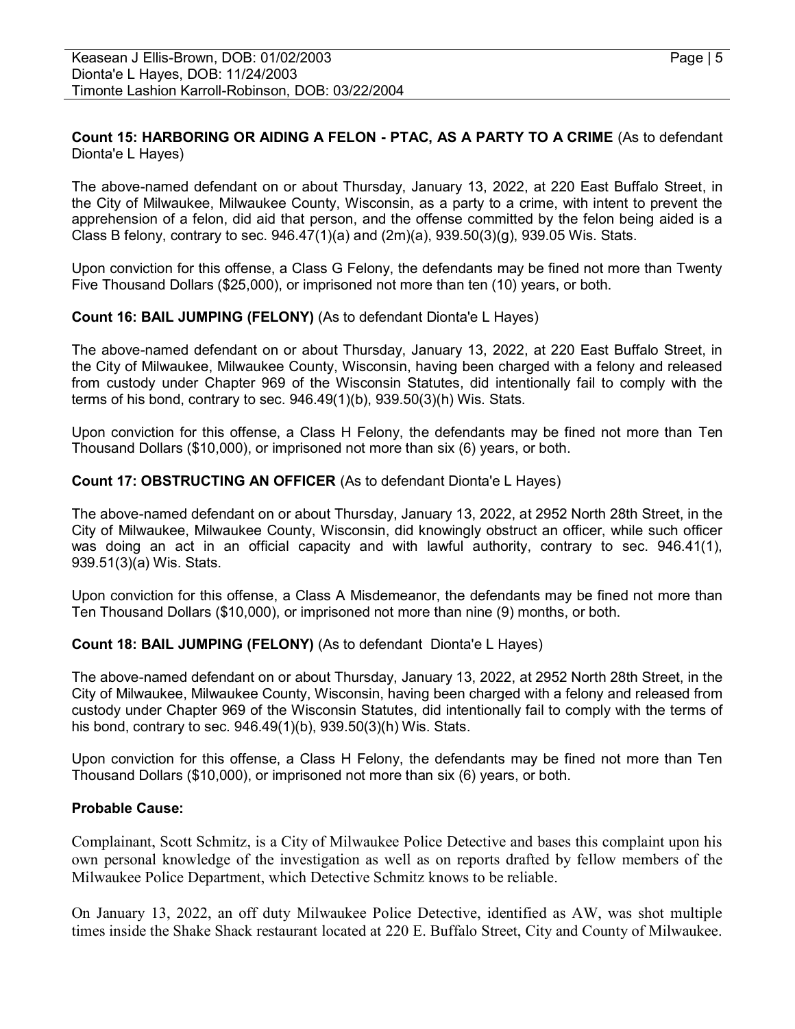**Count 15: HARBORING OR AIDING A FELON - PTAC, AS A PARTY TO A CRIME** (As to defendant Dionta'e L Hayes)

The above-named defendant on or about Thursday, January 13, 2022, at 220 East Buffalo Street, in the City of Milwaukee, Milwaukee County, Wisconsin, as a party to a crime, with intent to prevent the apprehension of a felon, did aid that person, and the offense committed by the felon being aided is a Class B felony, contrary to sec. 946.47(1)(a) and (2m)(a), 939.50(3)(g), 939.05 Wis. Stats.

Upon conviction for this offense, a Class G Felony, the defendants may be fined not more than Twenty Five Thousand Dollars ($25,000), or imprisoned not more than ten (10) years, or both.

**Count 16: BAIL JUMPING (FELONY)** (As to defendant Dionta'e L Hayes)

The above-named defendant on or about Thursday, January 13, 2022, at 220 East Buffalo Street, in the City of Milwaukee, Milwaukee County, Wisconsin, having been charged with a felony and released from custody under Chapter 969 of the Wisconsin Statutes, did intentionally fail to comply with the terms of his bond, contrary to sec. 946.49(1)(b), 939.50(3)(h) Wis. Stats.

Upon conviction for this offense, a Class H Felony, the defendants may be fined not more than Ten Thousand Dollars ($10,000), or imprisoned not more than six (6) years, or both.

**Count 17: OBSTRUCTING AN OFFICER** (As to defendant Dionta'e L Hayes)

The above-named defendant on or about Thursday, January 13, 2022, at 2952 North 28th Street, in the City of Milwaukee, Milwaukee County, Wisconsin, did knowingly obstruct an officer, while such officer was doing an act in an official capacity and with lawful authority, contrary to sec. 946.41(1), 939.51(3)(a) Wis. Stats.

Upon conviction for this offense, a Class A Misdemeanor, the defendants may be fined not more than Ten Thousand Dollars ($10,000), or imprisoned not more than nine (9) months, or both.

**Count 18: BAIL JUMPING (FELONY)** (As to defendant Dionta'e L Hayes)

The above-named defendant on or about Thursday, January 13, 2022, at 2952 North 28th Street, in the City of Milwaukee, Milwaukee County, Wisconsin, having been charged with a felony and released from custody under Chapter 969 of the Wisconsin Statutes, did intentionally fail to comply with the terms of his bond, contrary to sec. 946.49(1)(b), 939.50(3)(h) Wis. Stats.

Upon conviction for this offense, a Class H Felony, the defendants may be fined not more than Ten Thousand Dollars ($10,000), or imprisoned not more than six (6) years, or both.

**Probable Cause:**

Complainant, Scott Schmitz, is a City of Milwaukee Police Detective and bases this complaint upon his own personal knowledge of the investigation as well as on reports drafted by fellow members of the Milwaukee Police Department, which Detective Schmitz knows to be reliable.

On January 13, 2022, an off duty Milwaukee Police Detective, identified as AW, was shot multiple times inside the Shake Shack restaurant located at 220 E. Buffalo Street, City and County of Milwaukee.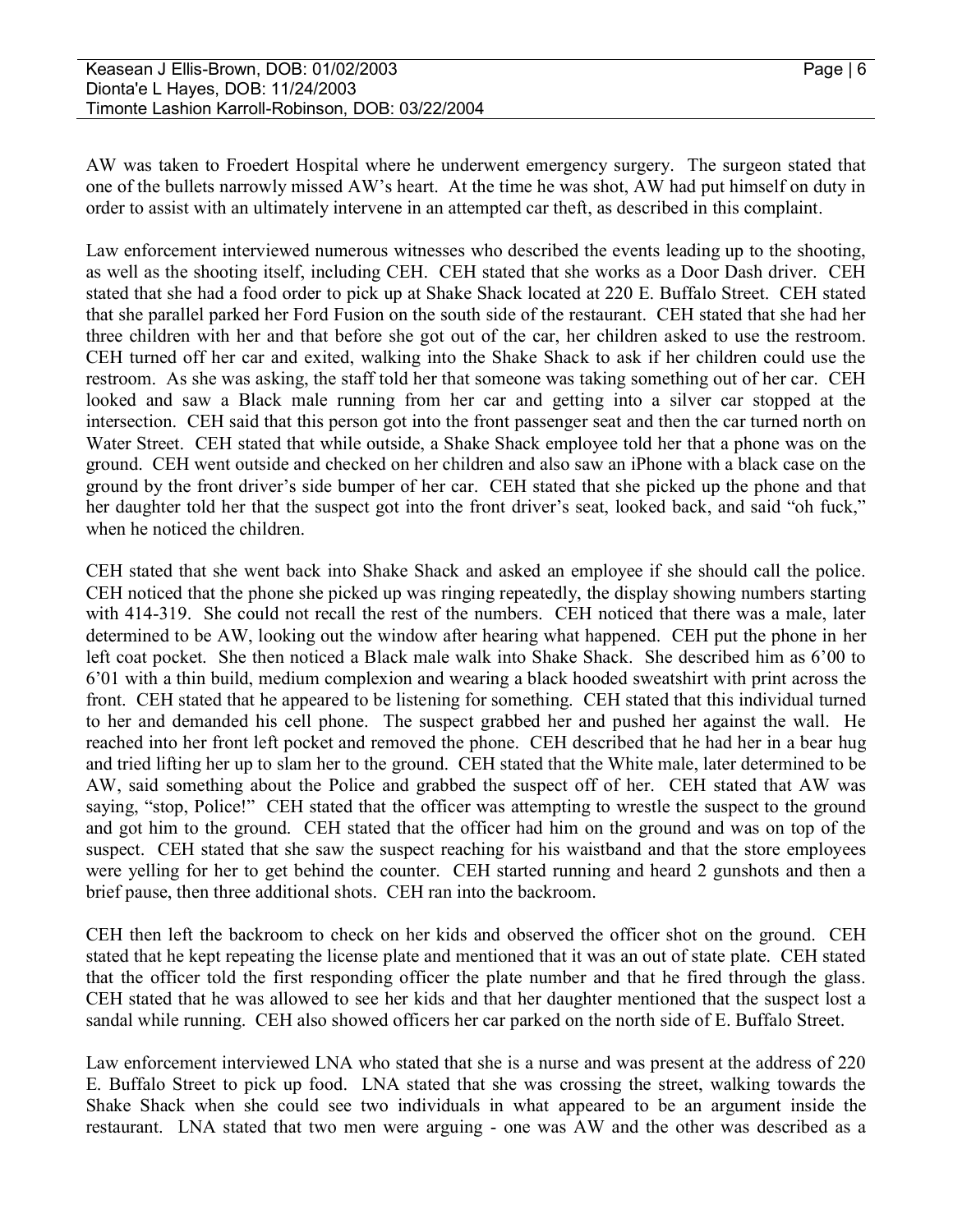AW was taken to Froedert Hospital where he underwent emergency surgery. The surgeon stated that one of the bullets narrowly missed AW's heart. At the time he was shot, AW had put himself on duty in order to assist with an ultimately intervene in an attempted car theft, as described in this complaint.

Law enforcement interviewed numerous witnesses who described the events leading up to the shooting, as well as the shooting itself, including CEH. CEH stated that she works as a Door Dash driver. CEH stated that she had a food order to pick up at Shake Shack located at 220 E. Buffalo Street. CEH stated that she parallel parked her Ford Fusion on the south side of the restaurant. CEH stated that she had her three children with her and that before she got out of the car, her children asked to use the restroom. CEH turned off her car and exited, walking into the Shake Shack to ask if her children could use the restroom. As she was asking, the staff told her that someone was taking something out of her car. CEH looked and saw a Black male running from her car and getting into a silver car stopped at the intersection. CEH said that this person got into the front passenger seat and then the car turned north on Water Street. CEH stated that while outside, a Shake Shack employee told her that a phone was on the ground. CEH went outside and checked on her children and also saw an iPhone with a black case on the ground by the front driver's side bumper of her car. CEH stated that she picked up the phone and that her daughter told her that the suspect got into the front driver's seat, looked back, and said "oh fuck," when he noticed the children.

CEH stated that she went back into Shake Shack and asked an employee if she should call the police. CEH noticed that the phone she picked up was ringing repeatedly, the display showing numbers starting with 414-319. She could not recall the rest of the numbers. CEH noticed that there was a male, later determined to be AW, looking out the window after hearing what happened. CEH put the phone in her left coat pocket. She then noticed a Black male walk into Shake Shack. She described him as 6'00 to 6'01 with a thin build, medium complexion and wearing a black hooded sweatshirt with print across the front. CEH stated that he appeared to be listening for something. CEH stated that this individual turned to her and demanded his cell phone. The suspect grabbed her and pushed her against the wall. He reached into her front left pocket and removed the phone. CEH described that he had her in a bear hug and tried lifting her up to slam her to the ground. CEH stated that the White male, later determined to be AW, said something about the Police and grabbed the suspect off of her. CEH stated that AW was saying, "stop, Police!" CEH stated that the officer was attempting to wrestle the suspect to the ground and got him to the ground. CEH stated that the officer had him on the ground and was on top of the suspect. CEH stated that she saw the suspect reaching for his waistband and that the store employees were yelling for her to get behind the counter. CEH started running and heard 2 gunshots and then a brief pause, then three additional shots. CEH ran into the backroom.

CEH then left the backroom to check on her kids and observed the officer shot on the ground. CEH stated that he kept repeating the license plate and mentioned that it was an out of state plate. CEH stated that the officer told the first responding officer the plate number and that he fired through the glass. CEH stated that he was allowed to see her kids and that her daughter mentioned that the suspect lost a sandal while running. CEH also showed officers her car parked on the north side of E. Buffalo Street.

Law enforcement interviewed LNA who stated that she is a nurse and was present at the address of 220 E. Buffalo Street to pick up food. LNA stated that she was crossing the street, walking towards the Shake Shack when she could see two individuals in what appeared to be an argument inside the restaurant. LNA stated that two men were arguing - one was AW and the other was described as a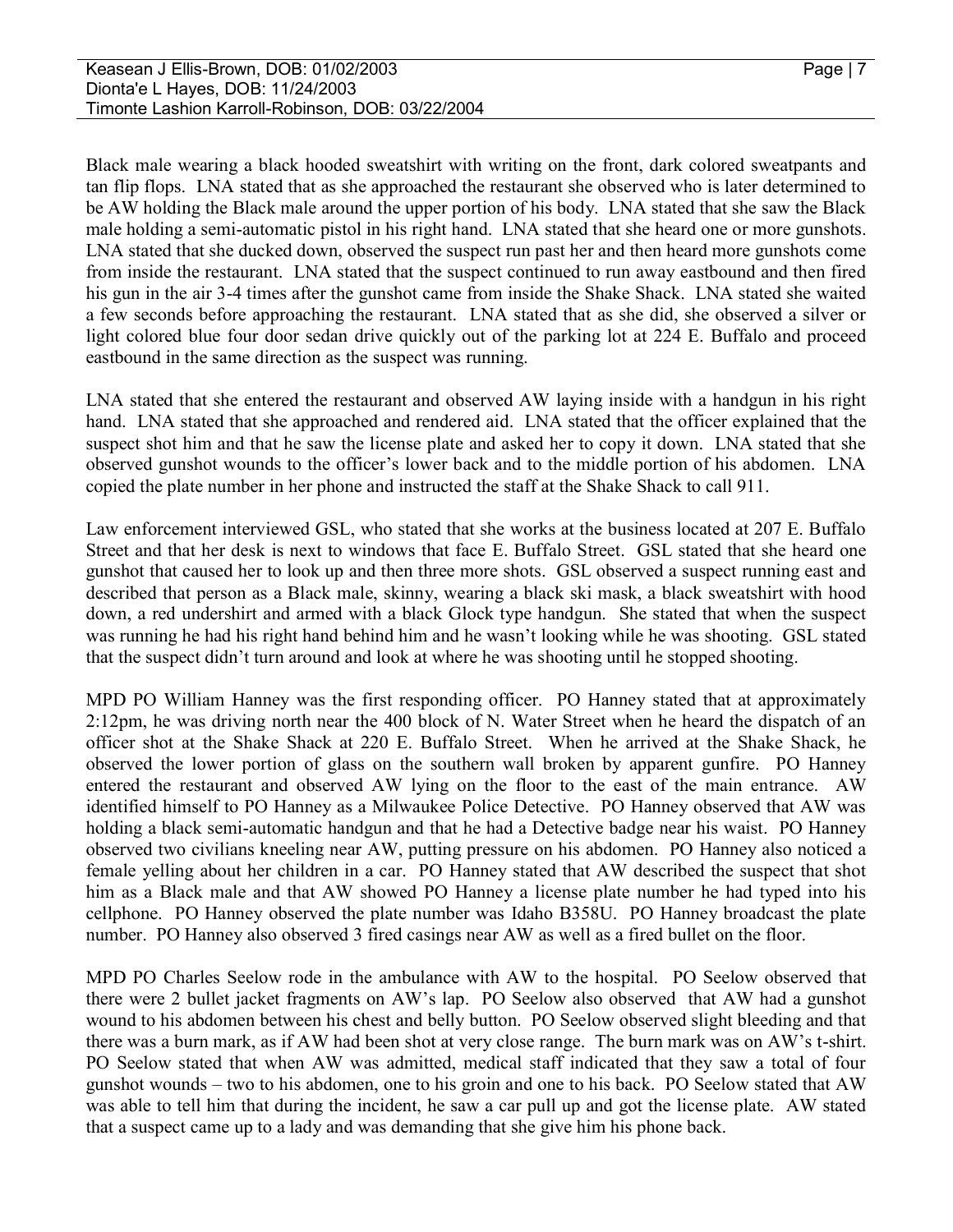Black male wearing a black hooded sweatshirt with writing on the front, dark colored sweatpants and tan flip flops. LNA stated that as she approached the restaurant she observed who is later determined to be AW holding the Black male around the upper portion of his body. LNA stated that she saw the Black male holding a semi-automatic pistol in his right hand. LNA stated that she heard one or more gunshots. LNA stated that she ducked down, observed the suspect run past her and then heard more gunshots come from inside the restaurant. LNA stated that the suspect continued to run away eastbound and then fired his gun in the air 3-4 times after the gunshot came from inside the Shake Shack. LNA stated she waited a few seconds before approaching the restaurant. LNA stated that as she did, she observed a silver or light colored blue four door sedan drive quickly out of the parking lot at 224 E. Buffalo and proceed eastbound in the same direction as the suspect was running.

LNA stated that she entered the restaurant and observed AW laying inside with a handgun in his right hand. LNA stated that she approached and rendered aid. LNA stated that the officer explained that the suspect shot him and that he saw the license plate and asked her to copy it down. LNA stated that she observed gunshot wounds to the officer's lower back and to the middle portion of his abdomen. LNA copied the plate number in her phone and instructed the staff at the Shake Shack to call 911.

Law enforcement interviewed GSL, who stated that she works at the business located at 207 E. Buffalo Street and that her desk is next to windows that face E. Buffalo Street. GSL stated that she heard one gunshot that caused her to look up and then three more shots. GSL observed a suspect running east and described that person as a Black male, skinny, wearing a black ski mask, a black sweatshirt with hood down, a red undershirt and armed with a black Glock type handgun. She stated that when the suspect was running he had his right hand behind him and he wasn't looking while he was shooting. GSL stated that the suspect didn't turn around and look at where he was shooting until he stopped shooting.

MPD PO William Hanney was the first responding officer. PO Hanney stated that at approximately 2:12pm, he was driving north near the 400 block of N. Water Street when he heard the dispatch of an officer shot at the Shake Shack at 220 E. Buffalo Street. When he arrived at the Shake Shack, he observed the lower portion of glass on the southern wall broken by apparent gunfire. PO Hanney entered the restaurant and observed AW lying on the floor to the east of the main entrance. AW identified himself to PO Hanney as a Milwaukee Police Detective. PO Hanney observed that AW was holding a black semi-automatic handgun and that he had a Detective badge near his waist. PO Hanney observed two civilians kneeling near AW, putting pressure on his abdomen. PO Hanney also noticed a female yelling about her children in a car. PO Hanney stated that AW described the suspect that shot him as a Black male and that AW showed PO Hanney a license plate number he had typed into his cellphone. PO Hanney observed the plate number was Idaho B358U. PO Hanney broadcast the plate number. PO Hanney also observed 3 fired casings near AW as well as a fired bullet on the floor.

MPD PO Charles Seelow rode in the ambulance with AW to the hospital. PO Seelow observed that there were 2 bullet jacket fragments on AW's lap. PO Seelow also observed that AW had a gunshot wound to his abdomen between his chest and belly button. PO Seelow observed slight bleeding and that there was a burn mark, as if AW had been shot at very close range. The burn mark was on AW's t-shirt. PO Seelow stated that when AW was admitted, medical staff indicated that they saw a total of four gunshot wounds – two to his abdomen, one to his groin and one to his back. PO Seelow stated that AW was able to tell him that during the incident, he saw a car pull up and got the license plate. AW stated that a suspect came up to a lady and was demanding that she give him his phone back.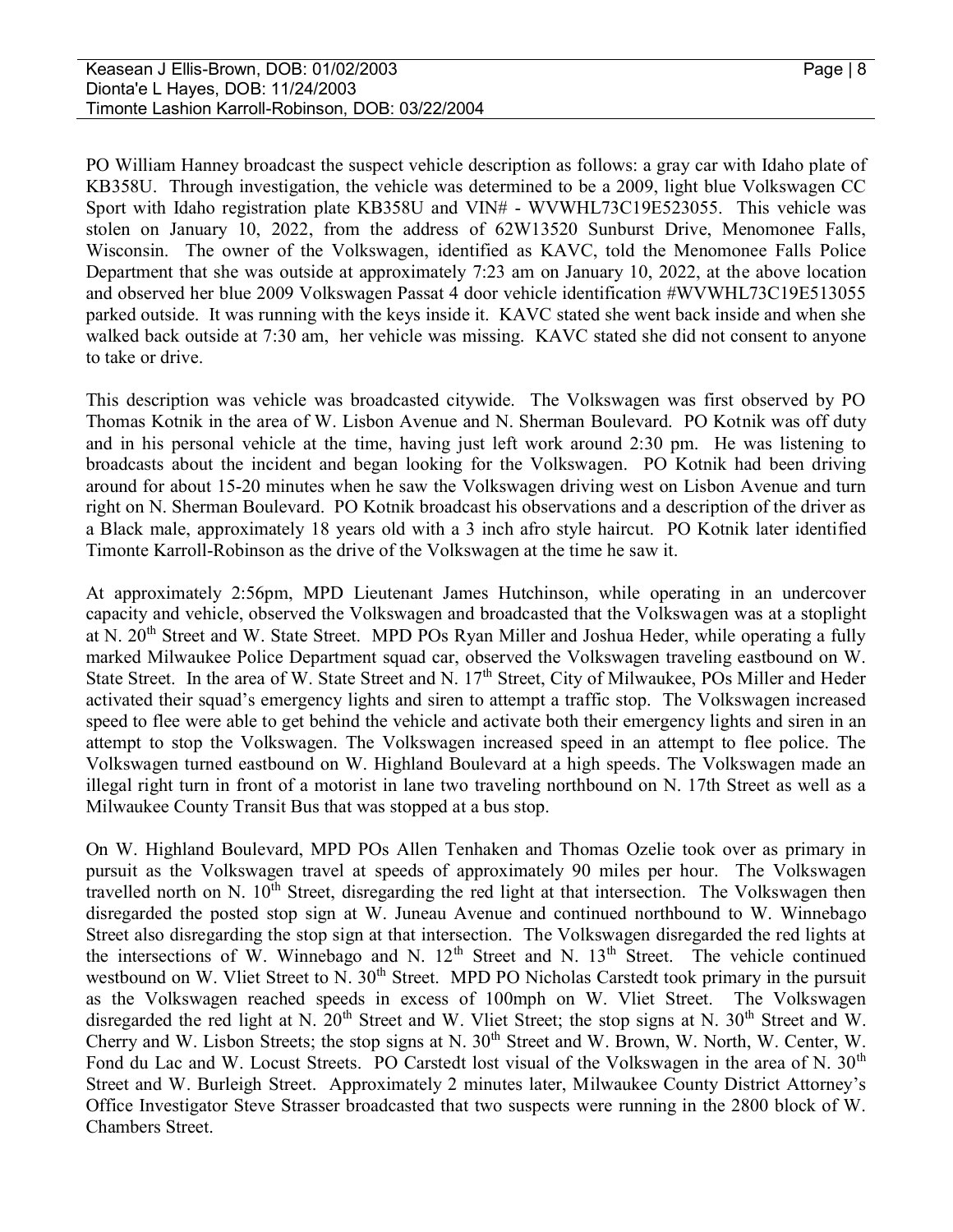PO William Hanney broadcast the suspect vehicle description as follows: a gray car with Idaho plate of KB358U. Through investigation, the vehicle was determined to be a 2009, light blue Volkswagen CC Sport with Idaho registration plate KB358U and VIN# - WVWHL73C19E523055. This vehicle was stolen on January 10, 2022, from the address of 62W13520 Sunburst Drive, Menomonee Falls, Wisconsin. The owner of the Volkswagen, identified as KAVC, told the Menomonee Falls Police Department that she was outside at approximately 7:23 am on January 10, 2022, at the above location and observed her blue 2009 Volkswagen Passat 4 door vehicle identification #WVWHL73C19E513055 parked outside. It was running with the keys inside it. KAVC stated she went back inside and when she walked back outside at 7:30 am, her vehicle was missing. KAVC stated she did not consent to anyone to take or drive.

This description was vehicle was broadcasted citywide. The Volkswagen was first observed by PO Thomas Kotnik in the area of W. Lisbon Avenue and N. Sherman Boulevard. PO Kotnik was off duty and in his personal vehicle at the time, having just left work around 2:30 pm. He was listening to broadcasts about the incident and began looking for the Volkswagen. PO Kotnik had been driving around for about 15-20 minutes when he saw the Volkswagen driving west on Lisbon Avenue and turn right on N. Sherman Boulevard. PO Kotnik broadcast his observations and a description of the driver as a Black male, approximately 18 years old with a 3 inch afro style haircut. PO Kotnik later identified Timonte Karroll-Robinson as the drive of the Volkswagen at the time he saw it.

At approximately 2:56pm, MPD Lieutenant James Hutchinson, while operating in an undercover capacity and vehicle, observed the Volkswagen and broadcasted that the Volkswagen was at a stoplight at N. 20th Street and W. State Street. MPD POs Ryan Miller and Joshua Heder, while operating a fully marked Milwaukee Police Department squad car, observed the Volkswagen traveling eastbound on W. State Street. In the area of W. State Street and N. 17th Street, City of Milwaukee, POs Miller and Heder activated their squad's emergency lights and siren to attempt a traffic stop. The Volkswagen increased speed to flee were able to get behind the vehicle and activate both their emergency lights and siren in an attempt to stop the Volkswagen. The Volkswagen increased speed in an attempt to flee police. The Volkswagen turned eastbound on W. Highland Boulevard at a high speeds. The Volkswagen made an illegal right turn in front of a motorist in lane two traveling northbound on N. 17th Street as well as a Milwaukee County Transit Bus that was stopped at a bus stop.

On W. Highland Boulevard, MPD POs Allen Tenhaken and Thomas Ozelie took over as primary in pursuit as the Volkswagen travel at speeds of approximately 90 miles per hour. The Volkswagen travelled north on N. 10th Street, disregarding the red light at that intersection. The Volkswagen then disregarded the posted stop sign at W. Juneau Avenue and continued northbound to W. Winnebago Street also disregarding the stop sign at that intersection. The Volkswagen disregarded the red lights at the intersections of W. Winnebago and N. 12th Street and N. 13th Street. The vehicle continued westbound on W. Vliet Street to N. 30th Street. MPD PO Nicholas Carstedt took primary in the pursuit as the Volkswagen reached speeds in excess of 100mph on W. Vliet Street. The Volkswagen disregarded the red light at N. 20th Street and W. Vliet Street; the stop signs at N. 30th Street and W. Cherry and W. Lisbon Streets; the stop signs at N. 30th Street and W. Brown, W. North, W. Center, W. Fond du Lac and W. Locust Streets. PO Carstedt lost visual of the Volkswagen in the area of N. 30th Street and W. Burleigh Street. Approximately 2 minutes later, Milwaukee County District Attorney's Office Investigator Steve Strasser broadcasted that two suspects were running in the 2800 block of W. Chambers Street.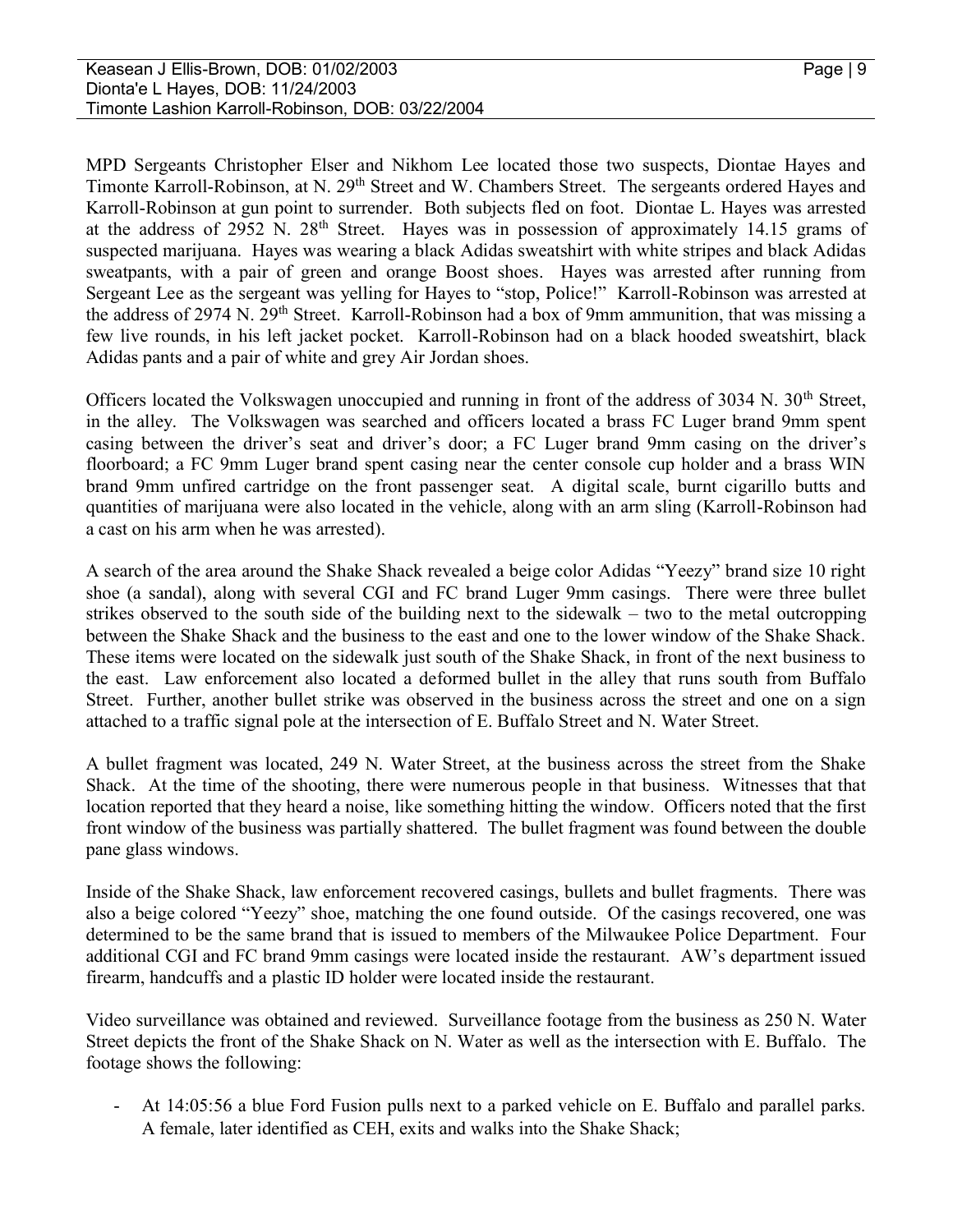MPD Sergeants Christopher Elser and Nikhom Lee located those two suspects, Diontae Hayes and Timonte Karroll-Robinson, at N. 29th Street and W. Chambers Street. The sergeants ordered Hayes and Karroll-Robinson at gun point to surrender. Both subjects fled on foot. Diontae L. Hayes was arrested at the address of 2952 N. 28th Street. Hayes was in possession of approximately 14.15 grams of suspected marijuana. Hayes was wearing a black Adidas sweatshirt with white stripes and black Adidas sweatpants, with a pair of green and orange Boost shoes. Hayes was arrested after running from Sergeant Lee as the sergeant was yelling for Hayes to "stop, Police!" Karroll-Robinson was arrested at the address of 2974 N. 29th Street. Karroll-Robinson had a box of 9mm ammunition, that was missing a few live rounds, in his left jacket pocket. Karroll-Robinson had on a black hooded sweatshirt, black Adidas pants and a pair of white and grey Air Jordan shoes.

Officers located the Volkswagen unoccupied and running in front of the address of 3034 N. 30th Street, in the alley. The Volkswagen was searched and officers located a brass FC Luger brand 9mm spent casing between the driver's seat and driver's door; a FC Luger brand 9mm casing on the driver's floorboard; a FC 9mm Luger brand spent casing near the center console cup holder and a brass WIN brand 9mm unfired cartridge on the front passenger seat. A digital scale, burnt cigarillo butts and quantities of marijuana were also located in the vehicle, along with an arm sling (Karroll-Robinson had a cast on his arm when he was arrested).

A search of the area around the Shake Shack revealed a beige color Adidas "Yeezy" brand size 10 right shoe (a sandal), along with several CGI and FC brand Luger 9mm casings. There were three bullet strikes observed to the south side of the building next to the sidewalk – two to the metal outcropping between the Shake Shack and the business to the east and one to the lower window of the Shake Shack. These items were located on the sidewalk just south of the Shake Shack, in front of the next business to the east. Law enforcement also located a deformed bullet in the alley that runs south from Buffalo Street. Further, another bullet strike was observed in the business across the street and one on a sign attached to a traffic signal pole at the intersection of E. Buffalo Street and N. Water Street.

A bullet fragment was located, 249 N. Water Street, at the business across the street from the Shake Shack. At the time of the shooting, there were numerous people in that business. Witnesses that that location reported that they heard a noise, like something hitting the window. Officers noted that the first front window of the business was partially shattered. The bullet fragment was found between the double pane glass windows.

Inside of the Shake Shack, law enforcement recovered casings, bullets and bullet fragments. There was also a beige colored "Yeezy" shoe, matching the one found outside. Of the casings recovered, one was determined to be the same brand that is issued to members of the Milwaukee Police Department. Four additional CGI and FC brand 9mm casings were located inside the restaurant. AW's department issued firearm, handcuffs and a plastic ID holder were located inside the restaurant.

Video surveillance was obtained and reviewed. Surveillance footage from the business as 250 N. Water Street depicts the front of the Shake Shack on N. Water as well as the intersection with E. Buffalo. The footage shows the following:

- At 14:05:56 a blue Ford Fusion pulls next to a parked vehicle on E. Buffalo and parallel parks. A female, later identified as CEH, exits and walks into the Shake Shack;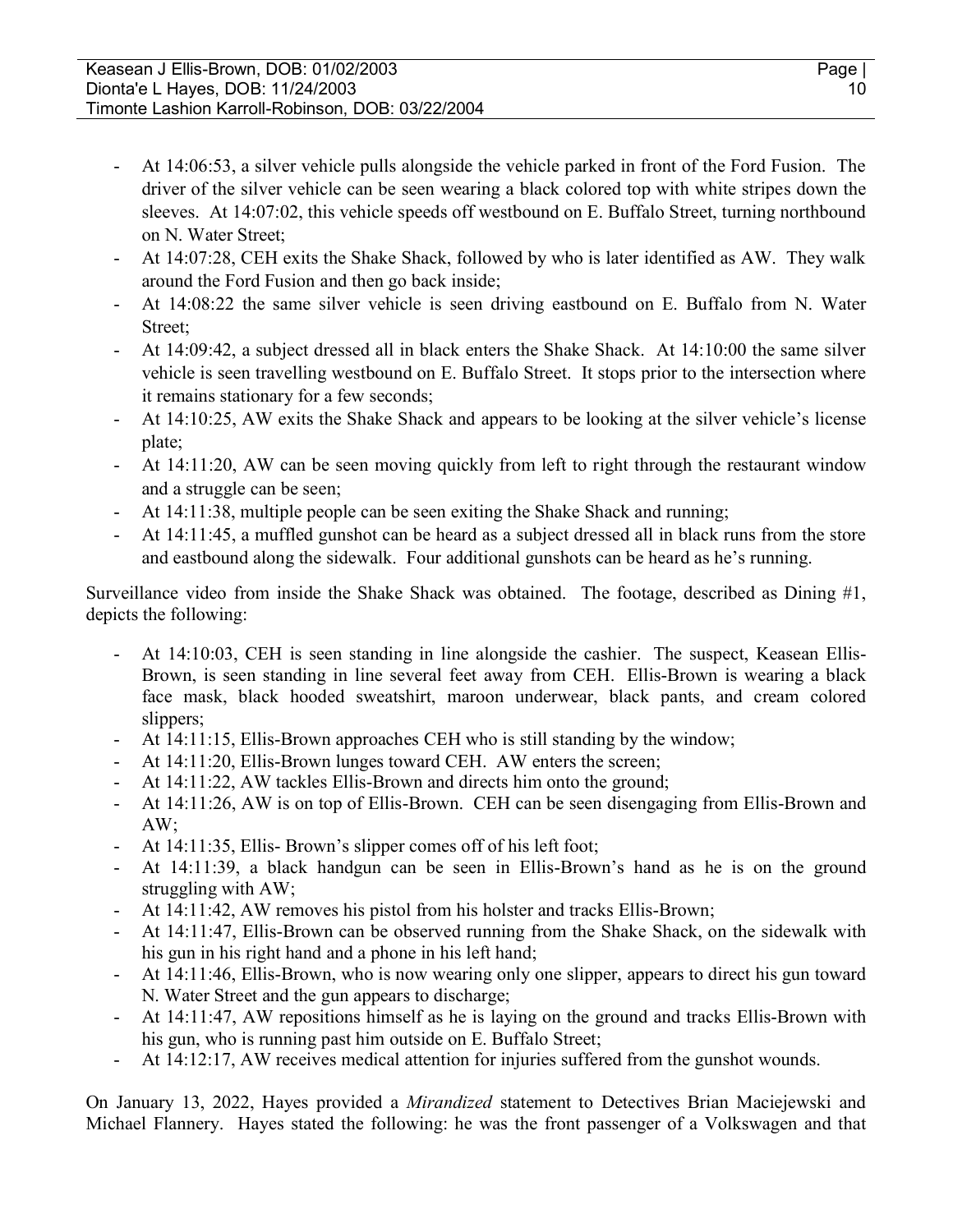- At 14:06:53, a silver vehicle pulls alongside the vehicle parked in front of the Ford Fusion. The driver of the silver vehicle can be seen wearing a black colored top with white stripes down the sleeves. At 14:07:02, this vehicle speeds off westbound on E. Buffalo Street, turning northbound on N. Water Street;
- At 14:07:28, CEH exits the Shake Shack, followed by who is later identified as AW. They walk around the Ford Fusion and then go back inside;
- At 14:08:22 the same silver vehicle is seen driving eastbound on E. Buffalo from N. Water Street;
- At 14:09:42, a subject dressed all in black enters the Shake Shack. At 14:10:00 the same silver vehicle is seen travelling westbound on E. Buffalo Street. It stops prior to the intersection where it remains stationary for a few seconds;
- At 14:10:25, AW exits the Shake Shack and appears to be looking at the silver vehicle's license plate;
- At 14:11:20, AW can be seen moving quickly from left to right through the restaurant window and a struggle can be seen;
- At 14:11:38, multiple people can be seen exiting the Shake Shack and running;
- At 14:11:45, a muffled gunshot can be heard as a subject dressed all in black runs from the store and eastbound along the sidewalk. Four additional gunshots can be heard as he's running.

Surveillance video from inside the Shake Shack was obtained. The footage, described as Dining #1, depicts the following:

- At 14:10:03, CEH is seen standing in line alongside the cashier. The suspect, Keasean Ellis-Brown, is seen standing in line several feet away from CEH. Ellis-Brown is wearing a black face mask, black hooded sweatshirt, maroon underwear, black pants, and cream colored slippers;
- At 14:11:15, Ellis-Brown approaches CEH who is still standing by the window;
- At 14:11:20, Ellis-Brown lunges toward CEH. AW enters the screen;
- At 14:11:22, AW tackles Ellis-Brown and directs him onto the ground;
- At 14:11:26, AW is on top of Ellis-Brown. CEH can be seen disengaging from Ellis-Brown and AW;
- At 14:11:35, Ellis- Brown's slipper comes off of his left foot;
- At 14:11:39, a black handgun can be seen in Ellis-Brown's hand as he is on the ground struggling with AW;
- At 14:11:42, AW removes his pistol from his holster and tracks Ellis-Brown;
- At 14:11:47, Ellis-Brown can be observed running from the Shake Shack, on the sidewalk with his gun in his right hand and a phone in his left hand;
- At 14:11:46, Ellis-Brown, who is now wearing only one slipper, appears to direct his gun toward N. Water Street and the gun appears to discharge;
- At 14:11:47, AW repositions himself as he is laying on the ground and tracks Ellis-Brown with his gun, who is running past him outside on E. Buffalo Street;
- At 14:12:17, AW receives medical attention for injuries suffered from the gunshot wounds.

On January 13, 2022, Hayes provided a *Mirandized* statement to Detectives Brian Maciejewski and Michael Flannery. Hayes stated the following: he was the front passenger of a Volkswagen and that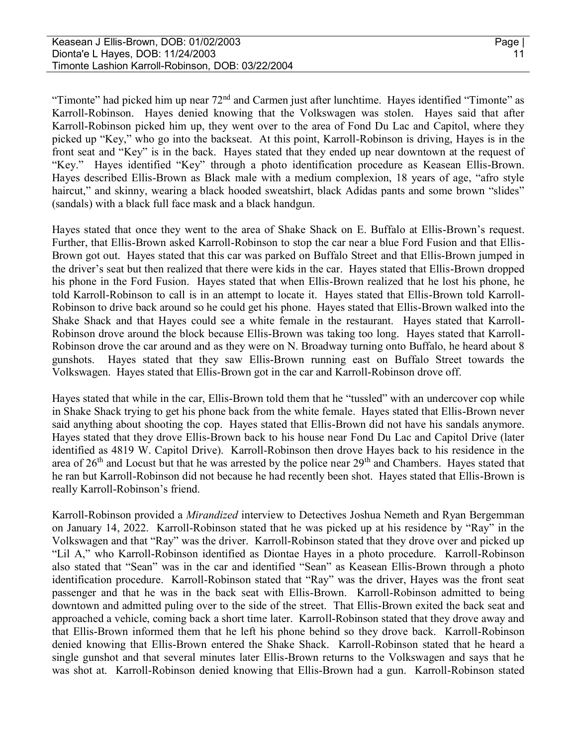"Timonte" had picked him up near 72nd and Carmen just after lunchtime. Hayes identified "Timonte" as Karroll-Robinson. Hayes denied knowing that the Volkswagen was stolen. Hayes said that after Karroll-Robinson picked him up, they went over to the area of Fond Du Lac and Capitol, where they picked up "Key," who go into the backseat. At this point, Karroll-Robinson is driving, Hayes is in the front seat and "Key" is in the back. Hayes stated that they ended up near downtown at the request of "Key." Hayes identified "Key" through a photo identification procedure as Keasean Ellis-Brown. Hayes described Ellis-Brown as Black male with a medium complexion, 18 years of age, "afro style haircut," and skinny, wearing a black hooded sweatshirt, black Adidas pants and some brown "slides" (sandals) with a black full face mask and a black handgun.

Hayes stated that once they went to the area of Shake Shack on E. Buffalo at Ellis-Brown's request. Further, that Ellis-Brown asked Karroll-Robinson to stop the car near a blue Ford Fusion and that Ellis-Brown got out. Hayes stated that this car was parked on Buffalo Street and that Ellis-Brown jumped in the driver's seat but then realized that there were kids in the car. Hayes stated that Ellis-Brown dropped his phone in the Ford Fusion. Hayes stated that when Ellis-Brown realized that he lost his phone, he told Karroll-Robinson to call is in an attempt to locate it. Hayes stated that Ellis-Brown told Karroll-Robinson to drive back around so he could get his phone. Hayes stated that Ellis-Brown walked into the Shake Shack and that Hayes could see a white female in the restaurant. Hayes stated that Karroll-Robinson drove around the block because Ellis-Brown was taking too long. Hayes stated that Karroll-Robinson drove the car around and as they were on N. Broadway turning onto Buffalo, he heard about 8 gunshots. Hayes stated that they saw Ellis-Brown running east on Buffalo Street towards the Volkswagen. Hayes stated that Ellis-Brown got in the car and Karroll-Robinson drove off.

Hayes stated that while in the car, Ellis-Brown told them that he "tussled" with an undercover cop while in Shake Shack trying to get his phone back from the white female. Hayes stated that Ellis-Brown never said anything about shooting the cop. Hayes stated that Ellis-Brown did not have his sandals anymore. Hayes stated that they drove Ellis-Brown back to his house near Fond Du Lac and Capitol Drive (later identified as 4819 W. Capitol Drive). Karroll-Robinson then drove Hayes back to his residence in the area of 26th and Locust but that he was arrested by the police near 29th and Chambers. Hayes stated that he ran but Karroll-Robinson did not because he had recently been shot. Hayes stated that Ellis-Brown is really Karroll-Robinson's friend.

Karroll-Robinson provided a *Mirandized* interview to Detectives Joshua Nemeth and Ryan Bergemman on January 14, 2022. Karroll-Robinson stated that he was picked up at his residence by "Ray" in the Volkswagen and that "Ray" was the driver. Karroll-Robinson stated that they drove over and picked up "Lil A," who Karroll-Robinson identified as Diontae Hayes in a photo procedure. Karroll-Robinson also stated that "Sean" was in the car and identified "Sean" as Keasean Ellis-Brown through a photo identification procedure. Karroll-Robinson stated that "Ray" was the driver, Hayes was the front seat passenger and that he was in the back seat with Ellis-Brown. Karroll-Robinson admitted to being downtown and admitted puling over to the side of the street. That Ellis-Brown exited the back seat and approached a vehicle, coming back a short time later. Karroll-Robinson stated that they drove away and that Ellis-Brown informed them that he left his phone behind so they drove back. Karroll-Robinson denied knowing that Ellis-Brown entered the Shake Shack. Karroll-Robinson stated that he heard a single gunshot and that several minutes later Ellis-Brown returns to the Volkswagen and says that he was shot at. Karroll-Robinson denied knowing that Ellis-Brown had a gun. Karroll-Robinson stated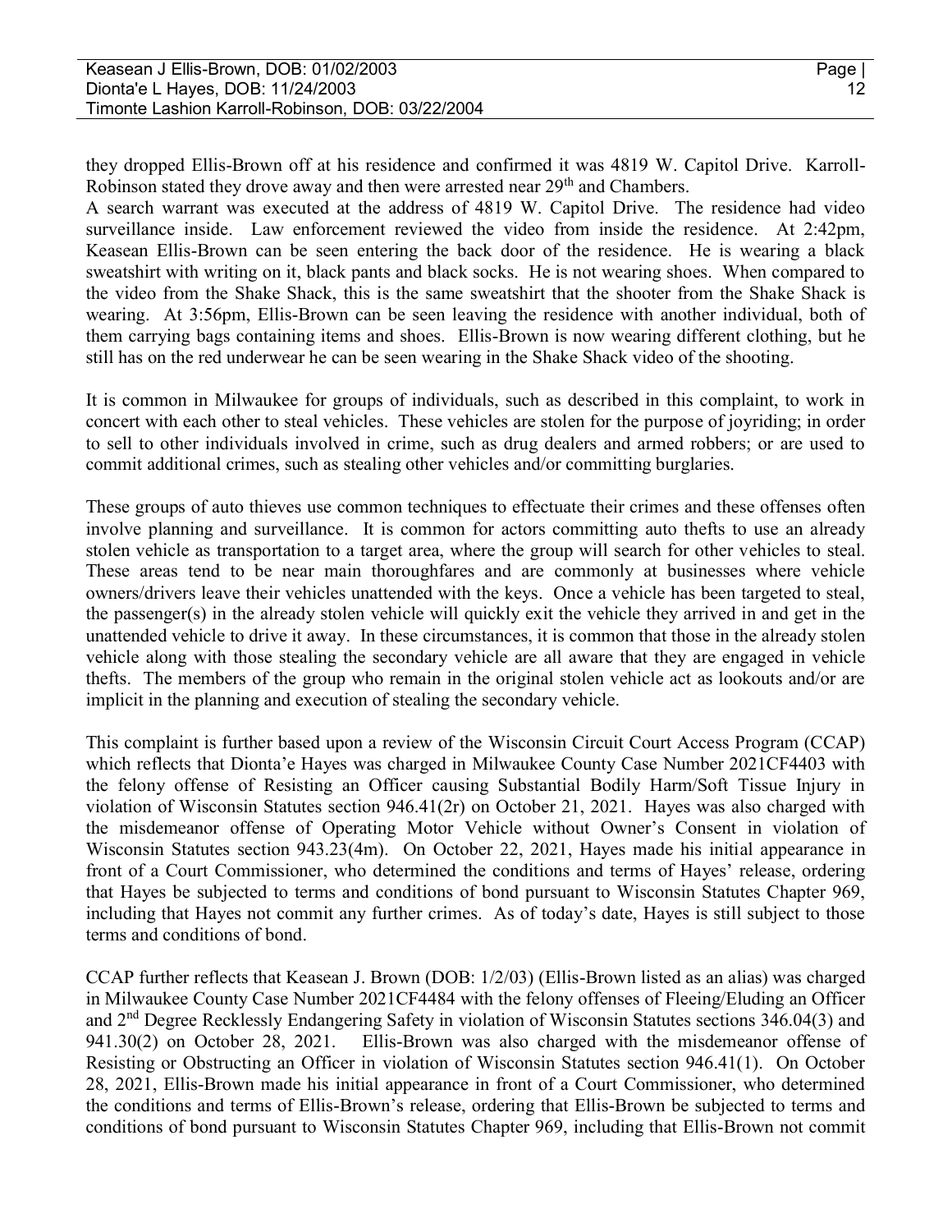they dropped Ellis-Brown off at his residence and confirmed it was 4819 W. Capitol Drive. Karroll-Robinson stated they drove away and then were arrested near 29th and Chambers.

A search warrant was executed at the address of 4819 W. Capitol Drive. The residence had video surveillance inside. Law enforcement reviewed the video from inside the residence. At 2:42pm, Keasean Ellis-Brown can be seen entering the back door of the residence. He is wearing a black sweatshirt with writing on it, black pants and black socks. He is not wearing shoes. When compared to the video from the Shake Shack, this is the same sweatshirt that the shooter from the Shake Shack is wearing. At 3:56pm, Ellis-Brown can be seen leaving the residence with another individual, both of them carrying bags containing items and shoes. Ellis-Brown is now wearing different clothing, but he still has on the red underwear he can be seen wearing in the Shake Shack video of the shooting.

It is common in Milwaukee for groups of individuals, such as described in this complaint, to work in concert with each other to steal vehicles. These vehicles are stolen for the purpose of joyriding; in order to sell to other individuals involved in crime, such as drug dealers and armed robbers; or are used to commit additional crimes, such as stealing other vehicles and/or committing burglaries.

These groups of auto thieves use common techniques to effectuate their crimes and these offenses often involve planning and surveillance. It is common for actors committing auto thefts to use an already stolen vehicle as transportation to a target area, where the group will search for other vehicles to steal. These areas tend to be near main thoroughfares and are commonly at businesses where vehicle owners/drivers leave their vehicles unattended with the keys. Once a vehicle has been targeted to steal, the passenger(s) in the already stolen vehicle will quickly exit the vehicle they arrived in and get in the unattended vehicle to drive it away. In these circumstances, it is common that those in the already stolen vehicle along with those stealing the secondary vehicle are all aware that they are engaged in vehicle thefts. The members of the group who remain in the original stolen vehicle act as lookouts and/or are implicit in the planning and execution of stealing the secondary vehicle.

This complaint is further based upon a review of the Wisconsin Circuit Court Access Program (CCAP) which reflects that Dionta'e Hayes was charged in Milwaukee County Case Number 2021CF4403 with the felony offense of Resisting an Officer causing Substantial Bodily Harm/Soft Tissue Injury in violation of Wisconsin Statutes section 946.41(2r) on October 21, 2021. Hayes was also charged with the misdemeanor offense of Operating Motor Vehicle without Owner's Consent in violation of Wisconsin Statutes section 943.23(4m). On October 22, 2021, Hayes made his initial appearance in front of a Court Commissioner, who determined the conditions and terms of Hayes' release, ordering that Hayes be subjected to terms and conditions of bond pursuant to Wisconsin Statutes Chapter 969, including that Hayes not commit any further crimes. As of today's date, Hayes is still subject to those terms and conditions of bond.

CCAP further reflects that Keasean J. Brown (DOB: 1/2/03) (Ellis-Brown listed as an alias) was charged in Milwaukee County Case Number 2021CF4484 with the felony offenses of Fleeing/Eluding an Officer and 2nd Degree Recklessly Endangering Safety in violation of Wisconsin Statutes sections 346.04(3) and 941.30(2) on October 28, 2021. Ellis-Brown was also charged with the misdemeanor offense of Resisting or Obstructing an Officer in violation of Wisconsin Statutes section 946.41(1). On October 28, 2021, Ellis-Brown made his initial appearance in front of a Court Commissioner, who determined the conditions and terms of Ellis-Brown's release, ordering that Ellis-Brown be subjected to terms and conditions of bond pursuant to Wisconsin Statutes Chapter 969, including that Ellis-Brown not commit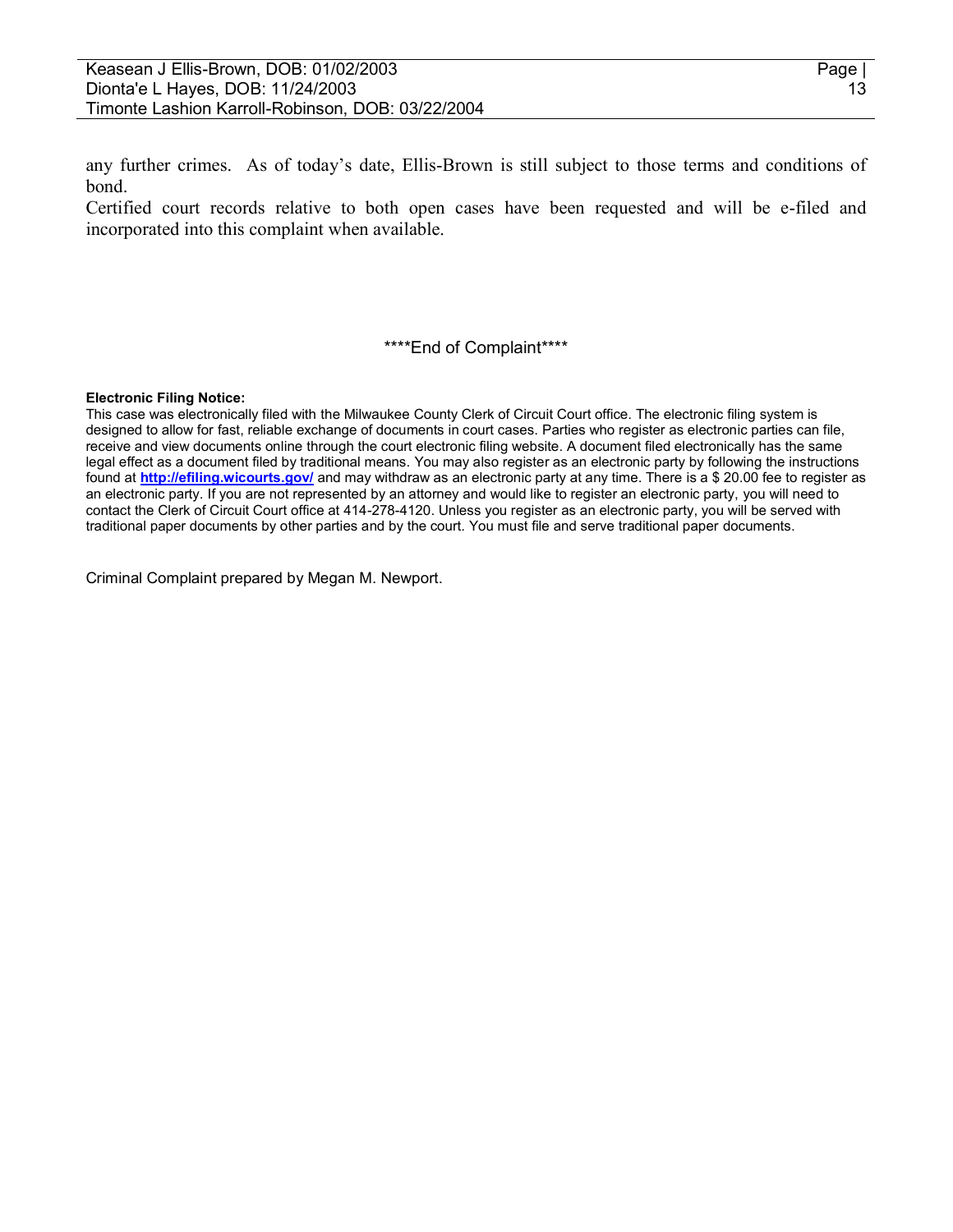any further crimes. As of today's date, Ellis-Brown is still subject to those terms and conditions of bond.

Certified court records relative to both open cases have been requested and will be e-filed and incorporated into this complaint when available.

****End of Complaint****

**Electronic Filing Notice:**

This case was electronically filed with the Milwaukee County Clerk of Circuit Court office. The electronic filing system is designed to allow for fast, reliable exchange of documents in court cases. Parties who register as electronic parties can file, receive and view documents online through the court electronic filing website. A document filed electronically has the same legal effect as a document filed by traditional means. You may also register as an electronic party by following the instructions found at **http://efiling.wicourts.gov/** and may withdraw as an electronic party at any time. There is a $ 20.00 fee to register as an electronic party. If you are not represented by an attorney and would like to register an electronic party, you will need to contact the Clerk of Circuit Court office at 414-278-4120. Unless you register as an electronic party, you will be served with traditional paper documents by other parties and by the court. You must file and serve traditional paper documents.

Criminal Complaint prepared by Megan M. Newport.